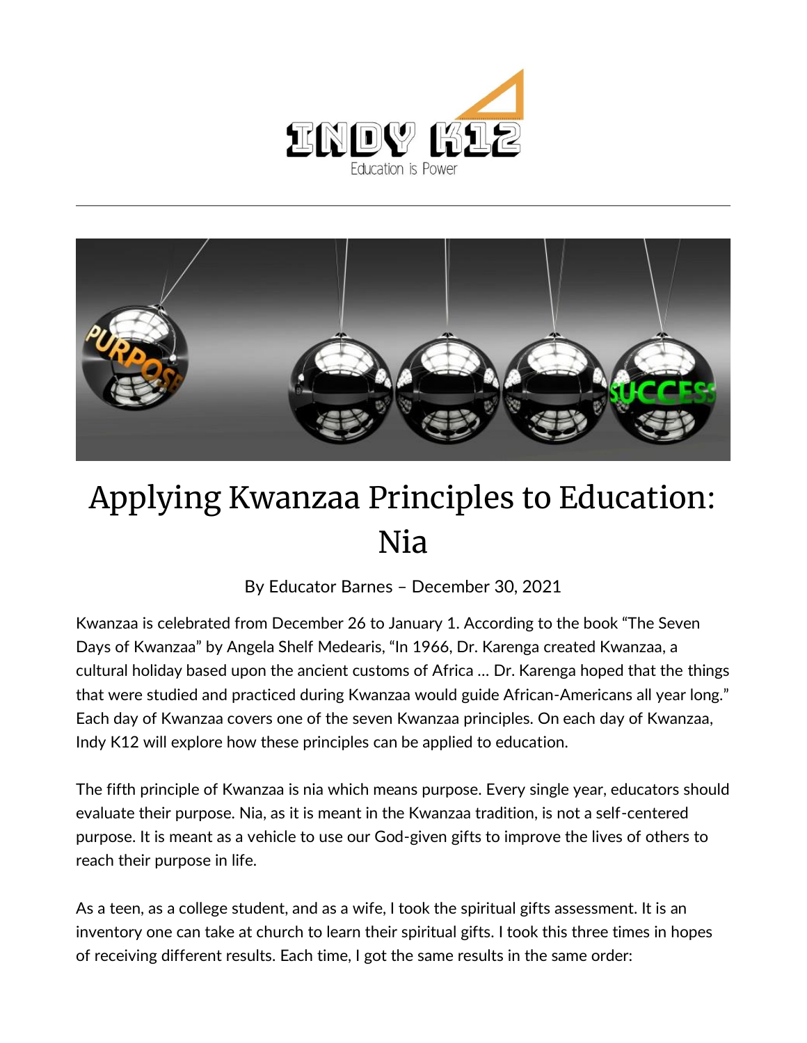# Applying Kwanzaa Principles to Education: Nia

By Educator Barnes – December 30, 2021

Kwanzaa is celebrated from December 26 to January 1. According to the book "The Seven Days of Kwanzaa" by Angela Shelf Medearis, "In 1966, Dr. Karenga created Kwanzaa, a cultural holiday based upon the ancient customs of Africa … Dr. Karenga hoped that the things that were studied and practiced during Kwanzaa would guide African-Americans all year long." Each day of Kwanzaa covers one of the seven Kwanzaa principles. On each day of Kwanzaa, Indy K12 will explore how these principles can be applied to education.

The fifth principle of Kwanzaa is nia which means purpose. Every single year, educators should evaluate their purpose. Nia, as it is meant in the Kwanzaa tradition, is not a self-centered purpose. It is meant as a vehicle to use our God-given gifts to improve the lives of others to reach their purpose in life.

As a teen, as a college student, and as a wife, I took the spiritual gifts assessment. It is an inventory one can take at church to learn their spiritual gifts. I took this three times in hopes of receiving different results. Each time, I got the same results in the same order: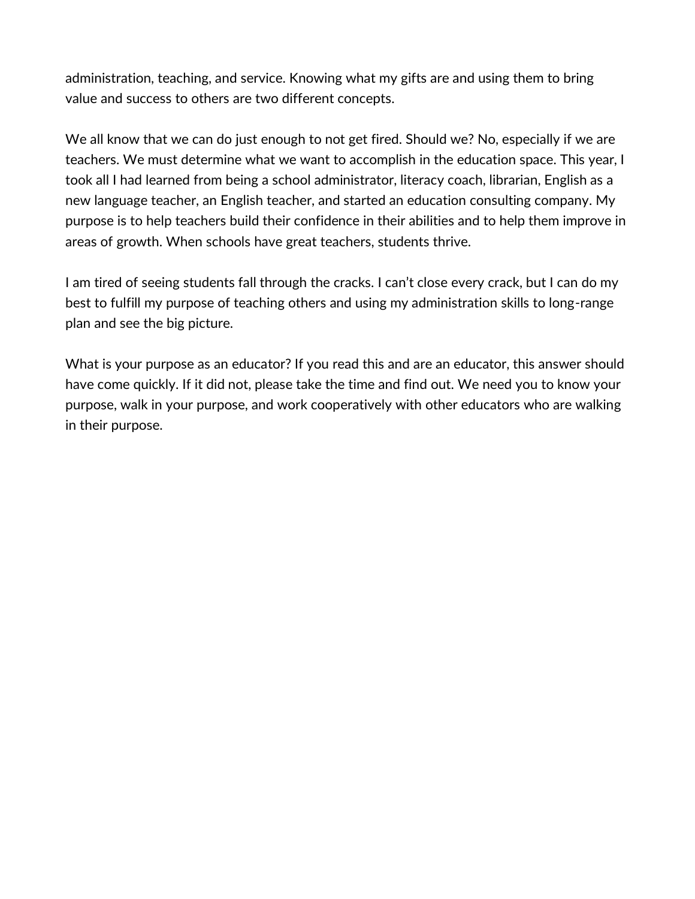administration, teaching, and service. Knowing what my gifts are and using them to bring value and success to others are two different concepts.

We all know that we can do just enough to not get fired. Should we? No, especially if we are teachers. We must determine what we want to accomplish in the education space. This year, I took all I had learned from being a school administrator, literacy coach, librarian, English as a new language teacher, an English teacher, and started an education consulting company. My purpose is to help teachers build their confidence in their abilities and to help them improve in areas of growth. When schools have great teachers, students thrive.

I am tired of seeing students fall through the cracks. I can't close every crack, but I can do my best to fulfill my purpose of teaching others and using my administration skills to long-range plan and see the big picture.

What is your purpose as an educator? If you read this and are an educator, this answer should have come quickly. If it did not, please take the time and find out. We need you to know your purpose, walk in your purpose, and work cooperatively with other educators who are walking in their purpose.